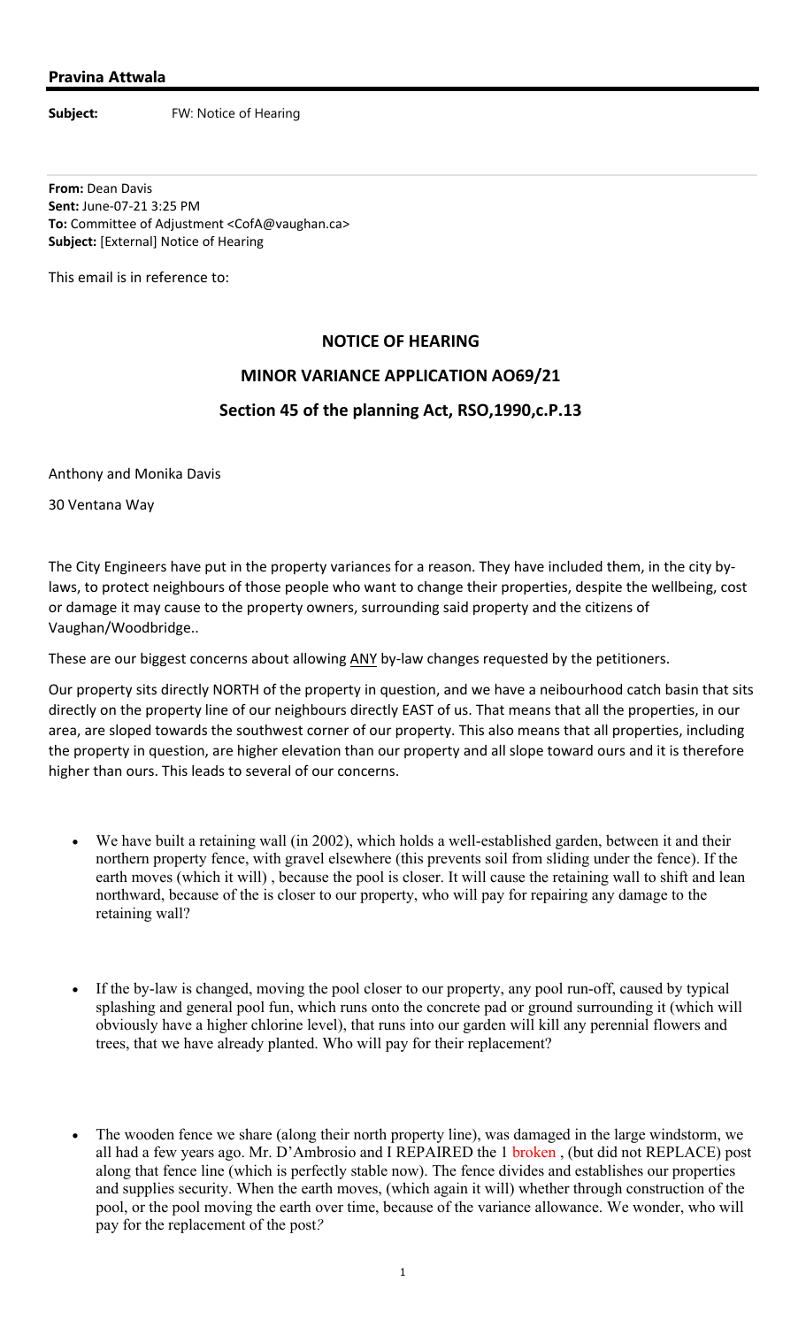**Pravina Attwala**

**Subject:** FW: Notice of Hearing

**From:** Dean Davis
**Sent:** June-07-21 3:25 PM
**To:** Committee of Adjustment <CofA@vaughan.ca>
**Subject:** [External] Notice of Hearing

This email is in reference to:

**NOTICE OF HEARING**

**MINOR VARIANCE APPLICATION AO69/21**

**Section 45 of the planning Act, RSO,1990,c.P.13**

Anthony and Monika Davis

30 Ventana Way

The City Engineers have put in the property variances for a reason. They have included them, in the city by-laws, to protect neighbours of those people who want to change their properties, despite the wellbeing, cost or damage it may cause to the property owners, surrounding said property and the citizens of Vaughan/Woodbridge..

These are our biggest concerns about allowing <u>ANY</u> by-law changes requested by the petitioners.

Our property sits directly NORTH of the property in question, and we have a neibourhood catch basin that sits directly on the property line of our neighbours directly EAST of us. That means that all the properties, in our area, are sloped towards the southwest corner of our property. This also means that all properties, including the property in question, are higher elevation than our property and all slope toward ours and it is therefore higher than ours. This leads to several of our concerns.

- We have built a retaining wall (in 2002), which holds a well-established garden, between it and their northern property fence, with gravel elsewhere (this prevents soil from sliding under the fence). If the earth moves (which it will) , because the pool is closer. It will cause the retaining wall to shift and lean northward, because of the is closer to our property, who will pay for repairing any damage to the retaining wall?

- If the by-law is changed, moving the pool closer to our property, any pool run-off, caused by typical splashing and general pool fun, which runs onto the concrete pad or ground surrounding it (which will obviously have a higher chlorine level), that runs into our garden will kill any perennial flowers and trees, that we have already planted. Who will pay for their replacement?

- The wooden fence we share (along their north property line), was damaged in the large windstorm, we all had a few years ago. Mr. D'Ambrosio and I REPAIRED the 1 broken , (but did not REPLACE) post along that fence line (which is perfectly stable now). The fence divides and establishes our properties and supplies security. When the earth moves, (which again it will) whether through construction of the pool, or the pool moving the earth over time, because of the variance allowance. We wonder, who will pay for the replacement of the post*?*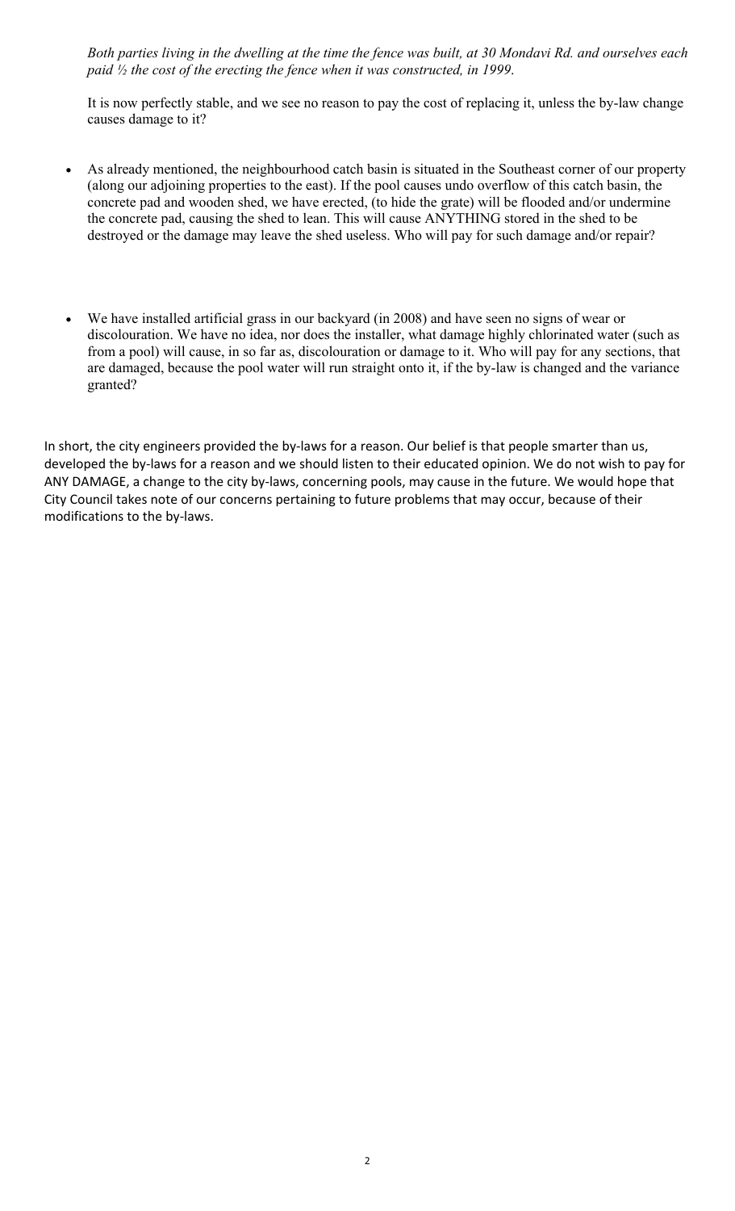*Both parties living in the dwelling at the time the fence was built, at 30 Mondavi Rd. and ourselves each paid ½ the cost of the erecting the fence when it was constructed, in 1999.*

It is now perfectly stable, and we see no reason to pay the cost of replacing it, unless the by-law change causes damage to it?

- As already mentioned, the neighbourhood catch basin is situated in the Southeast corner of our property (along our adjoining properties to the east). If the pool causes undo overflow of this catch basin, the concrete pad and wooden shed, we have erected, (to hide the grate) will be flooded and/or undermine the concrete pad, causing the shed to lean. This will cause ANYTHING stored in the shed to be destroyed or the damage may leave the shed useless. Who will pay for such damage and/or repair?

- We have installed artificial grass in our backyard (in 2008) and have seen no signs of wear or discolouration. We have no idea, nor does the installer, what damage highly chlorinated water (such as from a pool) will cause, in so far as, discolouration or damage to it. Who will pay for any sections, that are damaged, because the pool water will run straight onto it, if the by-law is changed and the variance granted?

In short, the city engineers provided the by-laws for a reason. Our belief is that people smarter than us, developed the by-laws for a reason and we should listen to their educated opinion. We do not wish to pay for ANY DAMAGE, a change to the city by-laws, concerning pools, may cause in the future. We would hope that City Council takes note of our concerns pertaining to future problems that may occur, because of their modifications to the by-laws.